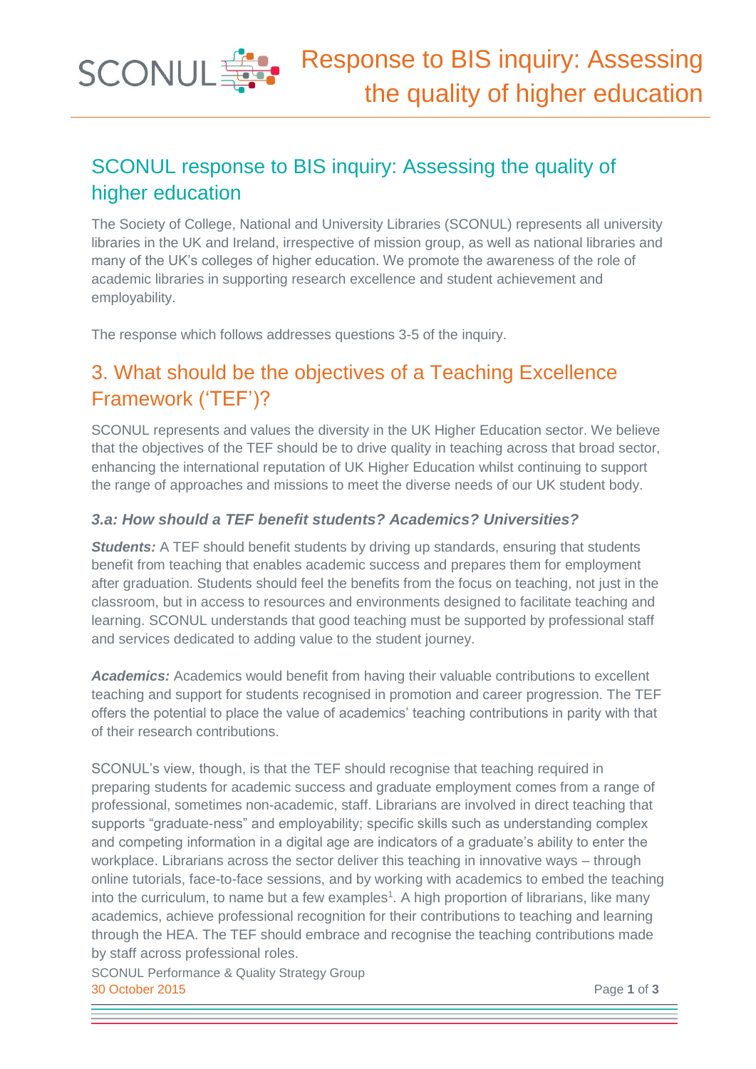# SCONUL response to BIS inquiry: Assessing the quality of higher education

The Society of College, National and University Libraries (SCONUL) represents all university libraries in the UK and Ireland, irrespective of mission group, as well as national libraries and many of the UK's colleges of higher education. We promote the awareness of the role of academic libraries in supporting research excellence and student achievement and employability.

The response which follows addresses questions 3-5 of the inquiry.

## 3. What should be the objectives of a Teaching Excellence Framework ('TEF')?

SCONUL represents and values the diversity in the UK Higher Education sector. We believe that the objectives of the TEF should be to drive quality in teaching across that broad sector, enhancing the international reputation of UK Higher Education whilst continuing to support the range of approaches and missions to meet the diverse needs of our UK student body.

### *3.a: How should a TEF benefit students? Academics? Universities?*

***Students:*** A TEF should benefit students by driving up standards, ensuring that students benefit from teaching that enables academic success and prepares them for employment after graduation. Students should feel the benefits from the focus on teaching, not just in the classroom, but in access to resources and environments designed to facilitate teaching and learning. SCONUL understands that good teaching must be supported by professional staff and services dedicated to adding value to the student journey.

***Academics:*** Academics would benefit from having their valuable contributions to excellent teaching and support for students recognised in promotion and career progression. The TEF offers the potential to place the value of academics' teaching contributions in parity with that of their research contributions.

SCONUL's view, though, is that the TEF should recognise that teaching required in preparing students for academic success and graduate employment comes from a range of professional, sometimes non-academic, staff. Librarians are involved in direct teaching that supports "graduate-ness" and employability; specific skills such as understanding complex and competing information in a digital age are indicators of a graduate's ability to enter the workplace. Librarians across the sector deliver this teaching in innovative ways – through online tutorials, face-to-face sessions, and by working with academics to embed the teaching into the curriculum, to name but a few examples[1]. A high proportion of librarians, like many academics, achieve professional recognition for their contributions to teaching and learning through the HEA. The TEF should embrace and recognise the teaching contributions made by staff across professional roles.

SCONUL Performance & Quality Strategy Group
30 October 2015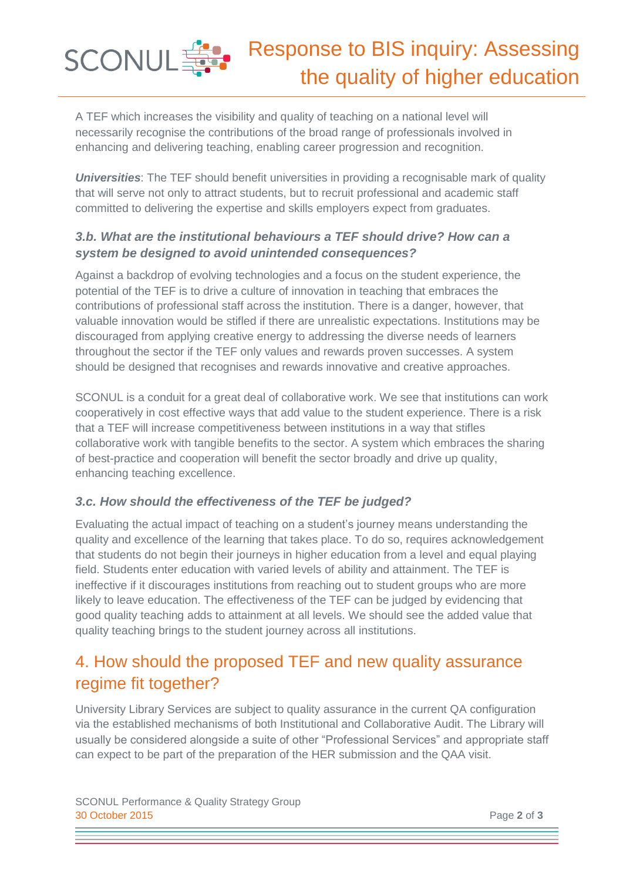A TEF which increases the visibility and quality of teaching on a national level will necessarily recognise the contributions of the broad range of professionals involved in enhancing and delivering teaching, enabling career progression and recognition.

***Universities***: The TEF should benefit universities in providing a recognisable mark of quality that will serve not only to attract students, but to recruit professional and academic staff committed to delivering the expertise and skills employers expect from graduates.

### *3.b. What are the institutional behaviours a TEF should drive? How can a system be designed to avoid unintended consequences?*

Against a backdrop of evolving technologies and a focus on the student experience, the potential of the TEF is to drive a culture of innovation in teaching that embraces the contributions of professional staff across the institution. There is a danger, however, that valuable innovation would be stifled if there are unrealistic expectations. Institutions may be discouraged from applying creative energy to addressing the diverse needs of learners throughout the sector if the TEF only values and rewards proven successes. A system should be designed that recognises and rewards innovative and creative approaches.

SCONUL is a conduit for a great deal of collaborative work. We see that institutions can work cooperatively in cost effective ways that add value to the student experience. There is a risk that a TEF will increase competitiveness between institutions in a way that stifles collaborative work with tangible benefits to the sector. A system which embraces the sharing of best-practice and cooperation will benefit the sector broadly and drive up quality, enhancing teaching excellence.

### *3.c. How should the effectiveness of the TEF be judged?*

Evaluating the actual impact of teaching on a student's journey means understanding the quality and excellence of the learning that takes place. To do so, requires acknowledgement that students do not begin their journeys in higher education from a level and equal playing field. Students enter education with varied levels of ability and attainment. The TEF is ineffective if it discourages institutions from reaching out to student groups who are more likely to leave education. The effectiveness of the TEF can be judged by evidencing that good quality teaching adds to attainment at all levels. We should see the added value that quality teaching brings to the student journey across all institutions.

## 4. How should the proposed TEF and new quality assurance regime fit together?

University Library Services are subject to quality assurance in the current QA configuration via the established mechanisms of both Institutional and Collaborative Audit. The Library will usually be considered alongside a suite of other "Professional Services" and appropriate staff can expect to be part of the preparation of the HER submission and the QAA visit.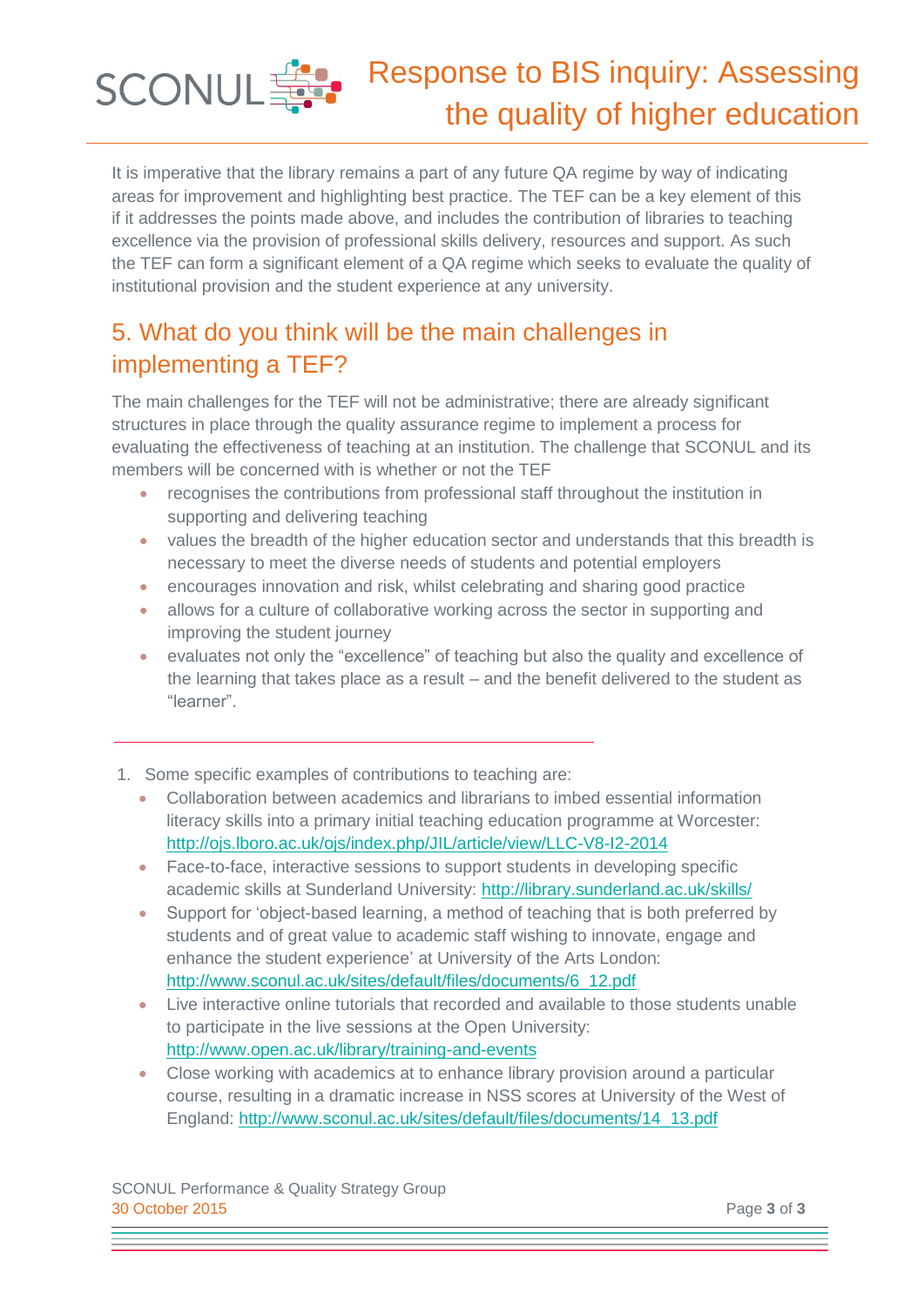It is imperative that the library remains a part of any future QA regime by way of indicating areas for improvement and highlighting best practice. The TEF can be a key element of this if it addresses the points made above, and includes the contribution of libraries to teaching excellence via the provision of professional skills delivery, resources and support. As such the TEF can form a significant element of a QA regime which seeks to evaluate the quality of institutional provision and the student experience at any university.

## 5. What do you think will be the main challenges in implementing a TEF?

The main challenges for the TEF will not be administrative; there are already significant structures in place through the quality assurance regime to implement a process for evaluating the effectiveness of teaching at an institution. The challenge that SCONUL and its members will be concerned with is whether or not the TEF

- recognises the contributions from professional staff throughout the institution in supporting and delivering teaching
- values the breadth of the higher education sector and understands that this breadth is necessary to meet the diverse needs of students and potential employers
- encourages innovation and risk, whilst celebrating and sharing good practice
- allows for a culture of collaborative working across the sector in supporting and improving the student journey
- evaluates not only the "excellence" of teaching but also the quality and excellence of the learning that takes place as a result – and the benefit delivered to the student as "learner".

---

1. Some specific examples of contributions to teaching are:
   - Collaboration between academics and librarians to imbed essential information literacy skills into a primary initial teaching education programme at Worcester: http://ojs.lboro.ac.uk/ojs/index.php/JIL/article/view/LLC-V8-I2-2014
   - Face-to-face, interactive sessions to support students in developing specific academic skills at Sunderland University: http://library.sunderland.ac.uk/skills/
   - Support for 'object-based learning, a method of teaching that is both preferred by students and of great value to academic staff wishing to innovate, engage and enhance the student experience' at University of the Arts London: http://www.sconul.ac.uk/sites/default/files/documents/6_12.pdf
   - Live interactive online tutorials that recorded and available to those students unable to participate in the live sessions at the Open University: http://www.open.ac.uk/library/training-and-events
   - Close working with academics at to enhance library provision around a particular course, resulting in a dramatic increase in NSS scores at University of the West of England: http://www.sconul.ac.uk/sites/default/files/documents/14_13.pdf

SCONUL Performance & Quality Strategy Group
30 October 2015